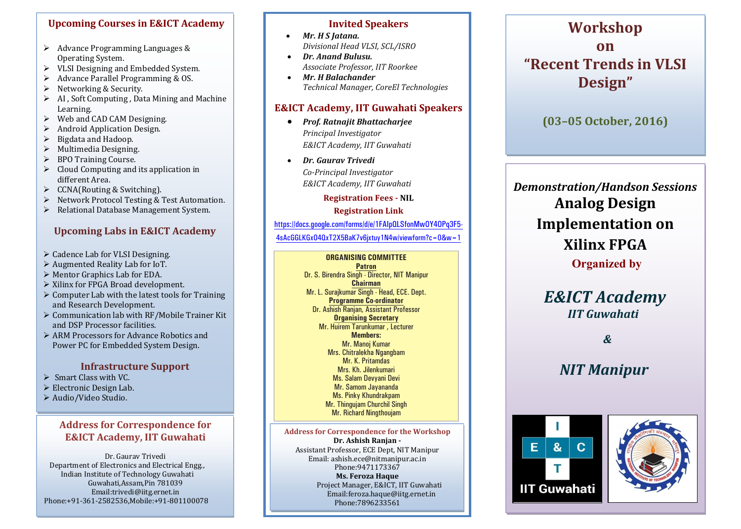## Upcoming Courses in E&ICT Academy

- Advance Programming Languages & Operating System.
- VLSI Designing and Embedded System.
- Advance Parallel Programming & OS.
- Networking & Security.
- AI , Soft Computing , Data Mining and Machine Learning.
- Web and CAD CAM Designing.
- Android Application Design.
- Bigdata and Hadoop.
- Multimedia Designing.
- BPO Training Course.
- Cloud Computing and its application in different Area.
- CCNA(Routing & Switching).
- Network Protocol Testing & Test Automation.
- Relational Database Management System.

## Upcoming Labs in E&ICT Academy

- Cadence Lab for VLSI Designing.
- Augmented Reality Lab for IoT.
- Mentor Graphics Lab for EDA.
- Xilinx for FPGA Broad development.
- Computer Lab with the latest tools for Training and Research Development.
- Communication lab with RF/Mobile Trainer Kit and DSP Processor facilities.
- ARM Processors for Advance Robotics and Power PC for Embedded System Design.

## Infrastructure Support

- Smart Class with VC.
- Electronic Design Lab.
- Audio/Video Studio.

## Address for Correspondence for E&ICT Academy, IIT Guwahati

Dr. Gaurav Trivedi
Department of Electronics and Electrical Engg.,
Indian Institute of Technology Guwahati
Guwahati,Assam,Pin 781039
Email:trivedi@iitg.ernet.in
Phone:+91-361-2582536,Mobile:+91-801100078

## Invited Speakers

- ***Mr. H S Jatana.***
  *Divisional Head VLSI, SCL/ISRO*
- ***Dr. Anand Bulusu.***
  *Associate Professor, IIT Roorkee*
- ***Mr. H Balachander***
  *Technical Manager, CoreEl Technologies*

## E&ICT Academy, IIT Guwahati Speakers

- ***Prof. Ratnajit Bhattacharjee***
  *Principal Investigator*
  *E&ICT Academy, IIT Guwahati*
- ***Dr. Gaurav Trivedi***
  *Co-Principal Investigator*
  *E&ICT Academy, IIT Guwahati*

**Registration Fees - NIL**

**Registration Link**

https://docs.google.com/forms/d/e/1FAIpQLSfonMwOY4OPq3F5-4sAcGGLKGx04QxT2X5BaK7v6jxtuy1N4w/viewform?c=0&w=1

**ORGANISING COMMITTEE**

**Patron**
Dr. S. Birendra Singh - Director, NIT Manipur

**Chairman**
Mr. L. Surajkumar Singh - Head, ECE. Dept.

**Programme Co-ordinator**
Dr. Ashish Ranjan, Assistant Professor

**Organising Secretary**
Mr. Huirem Tarunkumar , Lecturer

**Members:**
Mr. Manoj Kumar
Mrs. Chitralekha Ngangbam
Mr. K. Pritamdas
Mrs. Kh. Jilenkumari
Ms. Salam Devyani Devi
Mr. Samom Jayananda
Ms. Pinky Khundrakpam
Mr. Thingujam Churchil Singh
Mr. Richard Ningthoujam

### Address for Correspondence for the Workshop

**Dr. Ashish Ranjan -**
Assistant Professor, ECE Dept, NIT Manipur
Email: ashish.ece@nitmanipur.ac.in
Phone:9471173367

**Ms. Feroza Haque**
Project Manager, E&ICT, IIT Guwahati
Email:feroza.haque@iitg.ernet.in
Phone:7896233561

# Workshop on "Recent Trends in VLSI Design"

**(03–05 October, 2016)**

***Demonstration/Handson Sessions***

## Analog Design Implementation on Xilinx FPGA

**Organized by**

***E&ICT Academy***
***IIT Guwahati***

***&***

***NIT Manipur***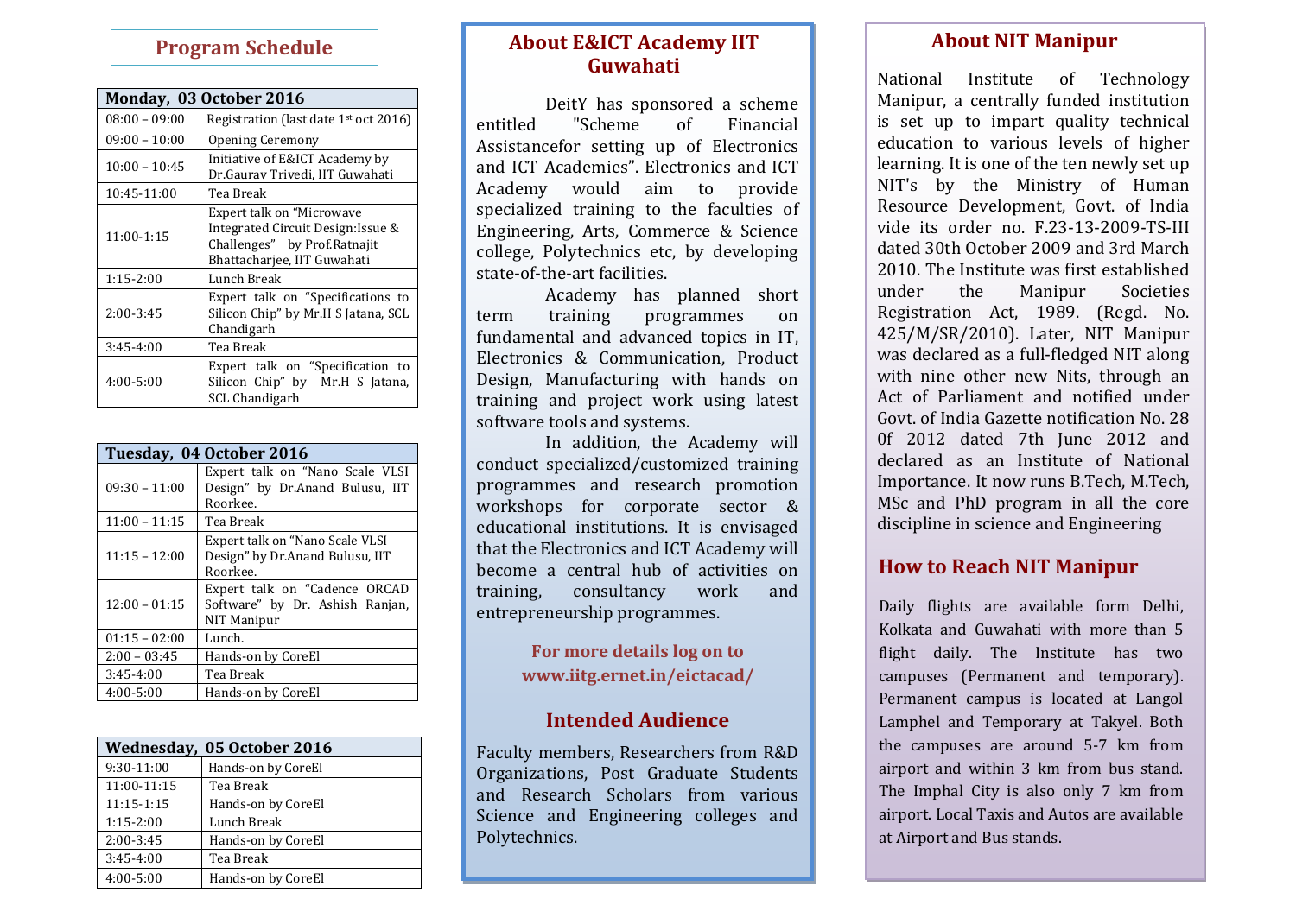## Program Schedule

| Monday, 03 October 2016 | |
|---|---|
| 08:00 – 09:00 | Registration (last date 1st oct 2016) |
| 09:00 – 10:00 | Opening Ceremony |
| 10:00 – 10:45 | Initiative of E&ICT Academy by Dr.Gaurav Trivedi, IIT Guwahati |
| 10:45-11:00 | Tea Break |
| 11:00-1:15 | Expert talk on "Microwave Integrated Circuit Design:Issue & Challenges" by Prof.Ratnajit Bhattacharjee, IIT Guwahati |
| 1:15-2:00 | Lunch Break |
| 2:00-3:45 | Expert talk on "Specifications to Silicon Chip" by Mr.H S Jatana, SCL Chandigarh |
| 3:45-4:00 | Tea Break |
| 4:00-5:00 | Expert talk on "Specification to Silicon Chip" by Mr.H S Jatana, SCL Chandigarh |

| Tuesday, 04 October 2016 | |
|---|---|
| 09:30 – 11:00 | Expert talk on "Nano Scale VLSI Design" by Dr.Anand Bulusu, IIT Roorkee. |
| 11:00 – 11:15 | Tea Break |
| 11:15 – 12:00 | Expert talk on "Nano Scale VLSI Design" by Dr.Anand Bulusu, IIT Roorkee. |
| 12:00 – 01:15 | Expert talk on "Cadence ORCAD Software" by Dr. Ashish Ranjan, NIT Manipur |
| 01:15 – 02:00 | Lunch. |
| 2:00 – 03:45 | Hands-on by CoreEl |
| 3:45-4:00 | Tea Break |
| 4:00-5:00 | Hands-on by CoreEl |

| Wednesday, 05 October 2016 | |
|---|---|
| 9:30-11:00 | Hands-on by CoreEl |
| 11:00-11:15 | Tea Break |
| 11:15-1:15 | Hands-on by CoreEl |
| 1:15-2:00 | Lunch Break |
| 2:00-3:45 | Hands-on by CoreEl |
| 3:45-4:00 | Tea Break |
| 4:00-5:00 | Hands-on by CoreEl |

## About E&ICT Academy IIT Guwahati

DeitY has sponsored a scheme entitled "Scheme of Financial Assistancefor setting up of Electronics and ICT Academies". Electronics and ICT Academy would aim to provide specialized training to the faculties of Engineering, Arts, Commerce & Science college, Polytechnics etc, by developing state-of-the-art facilities.

Academy has planned short term training programmes on fundamental and advanced topics in IT, Electronics & Communication, Product Design, Manufacturing with hands on training and project work using latest software tools and systems.

In addition, the Academy will conduct specialized/customized training programmes and research promotion workshops for corporate sector & educational institutions. It is envisaged that the Electronics and ICT Academy will become a central hub of activities on training, consultancy work and entrepreneurship programmes.

**For more details log on to www.iitg.ernet.in/eictacad/**

## Intended Audience

Faculty members, Researchers from R&D Organizations, Post Graduate Students and Research Scholars from various Science and Engineering colleges and Polytechnics.

## About NIT Manipur

National Institute of Technology Manipur, a centrally funded institution is set up to impart quality technical education to various levels of higher learning. It is one of the ten newly set up NIT's by the Ministry of Human Resource Development, Govt. of India vide its order no. F.23-13-2009-TS-III dated 30th October 2009 and 3rd March 2010. The Institute was first established under the Manipur Societies Registration Act, 1989. (Regd. No. 425/M/SR/2010). Later, NIT Manipur was declared as a full-fledged NIT along with nine other new Nits, through an Act of Parliament and notified under Govt. of India Gazette notification No. 28 0f 2012 dated 7th June 2012 and declared as an Institute of National Importance. It now runs B.Tech, M.Tech, MSc and PhD program in all the core discipline in science and Engineering

## How to Reach NIT Manipur

Daily flights are available form Delhi, Kolkata and Guwahati with more than 5 flight daily. The Institute has two campuses (Permanent and temporary). Permanent campus is located at Langol Lamphel and Temporary at Takyel. Both the campuses are around 5-7 km from airport and within 3 km from bus stand. The Imphal City is also only 7 km from airport. Local Taxis and Autos are available at Airport and Bus stands.